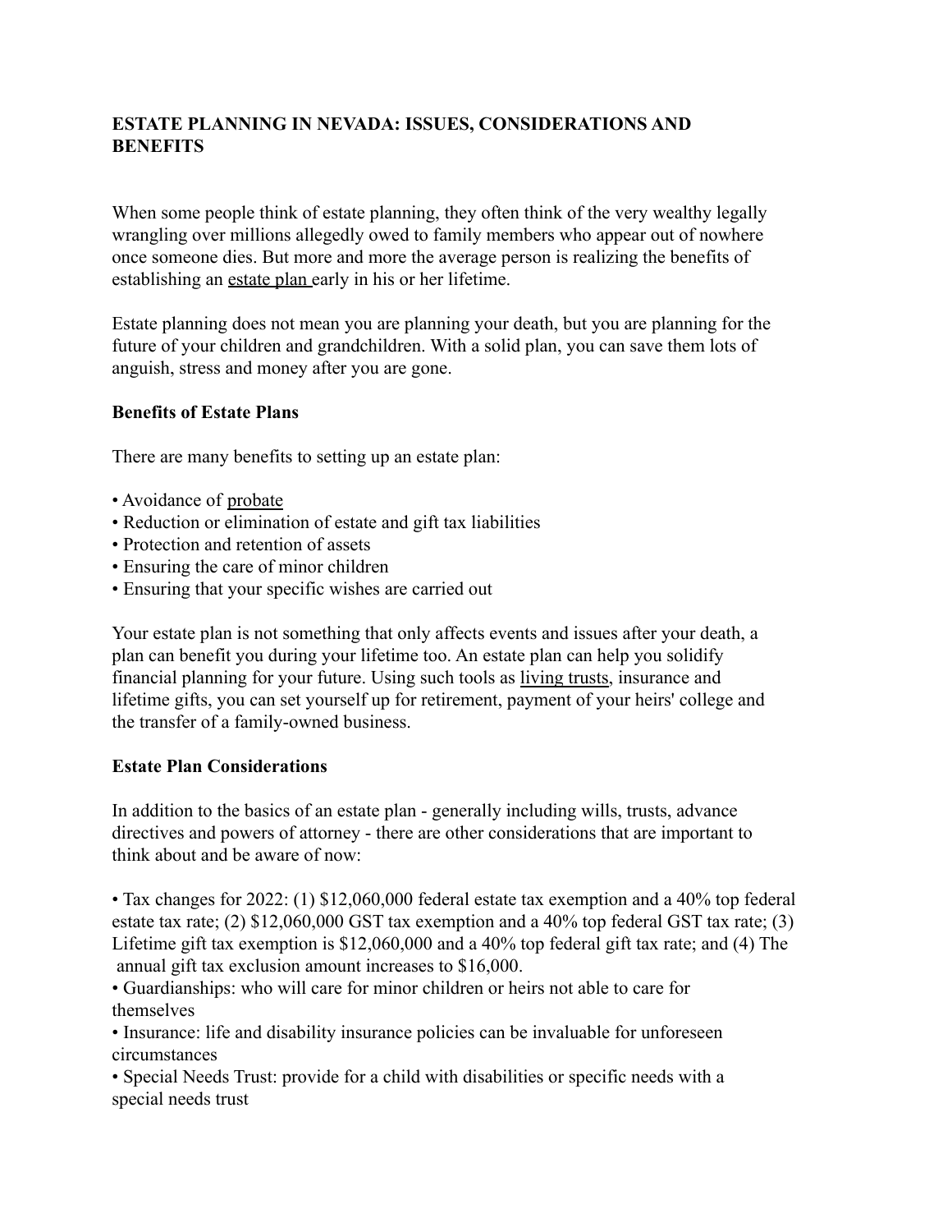# ESTATE PLANNING IN NEVADA: ISSUES, CONSIDERATIONS AND BENEFITS

When some people think of estate planning, they often think of the very wealthy legally wrangling over millions allegedly owed to family members who appear out of nowhere once someone dies. But more and more the average person is realizing the benefits of establishing an estate plan early in his or her lifetime.

Estate planning does not mean you are planning your death, but you are planning for the future of your children and grandchildren. With a solid plan, you can save them lots of anguish, stress and money after you are gone.

## Benefits of Estate Plans

There are many benefits to setting up an estate plan:

- Avoidance of probate
- Reduction or elimination of estate and gift tax liabilities
- Protection and retention of assets
- Ensuring the care of minor children
- Ensuring that your specific wishes are carried out

Your estate plan is not something that only affects events and issues after your death, a plan can benefit you during your lifetime too. An estate plan can help you solidify financial planning for your future. Using such tools as living trusts, insurance and lifetime gifts, you can set yourself up for retirement, payment of your heirs' college and the transfer of a family-owned business.

## Estate Plan Considerations

In addition to the basics of an estate plan - generally including wills, trusts, advance directives and powers of attorney - there are other considerations that are important to think about and be aware of now:

- Tax changes for 2022: (1) $12,060,000 federal estate tax exemption and a 40% top federal estate tax rate; (2) $12,060,000 GST tax exemption and a 40% top federal GST tax rate; (3) Lifetime gift tax exemption is $12,060,000 and a 40% top federal gift tax rate; and (4) The annual gift tax exclusion amount increases to $16,000.
- Guardianships: who will care for minor children or heirs not able to care for themselves
- Insurance: life and disability insurance policies can be invaluable for unforeseen circumstances
- Special Needs Trust: provide for a child with disabilities or specific needs with a special needs trust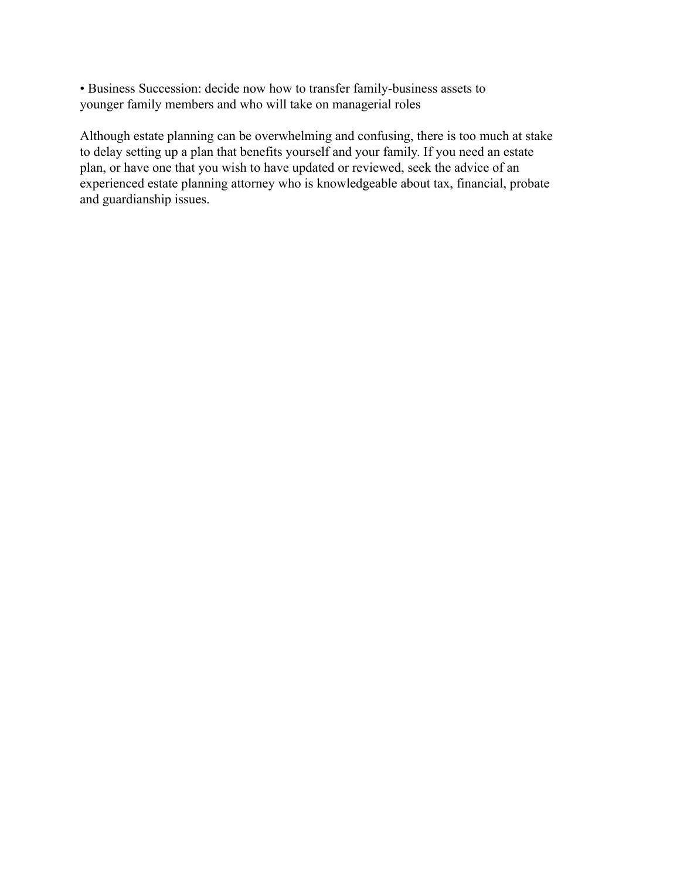- Business Succession: decide now how to transfer family-business assets to younger family members and who will take on managerial roles

Although estate planning can be overwhelming and confusing, there is too much at stake to delay setting up a plan that benefits yourself and your family. If you need an estate plan, or have one that you wish to have updated or reviewed, seek the advice of an experienced estate planning attorney who is knowledgeable about tax, financial, probate and guardianship issues.